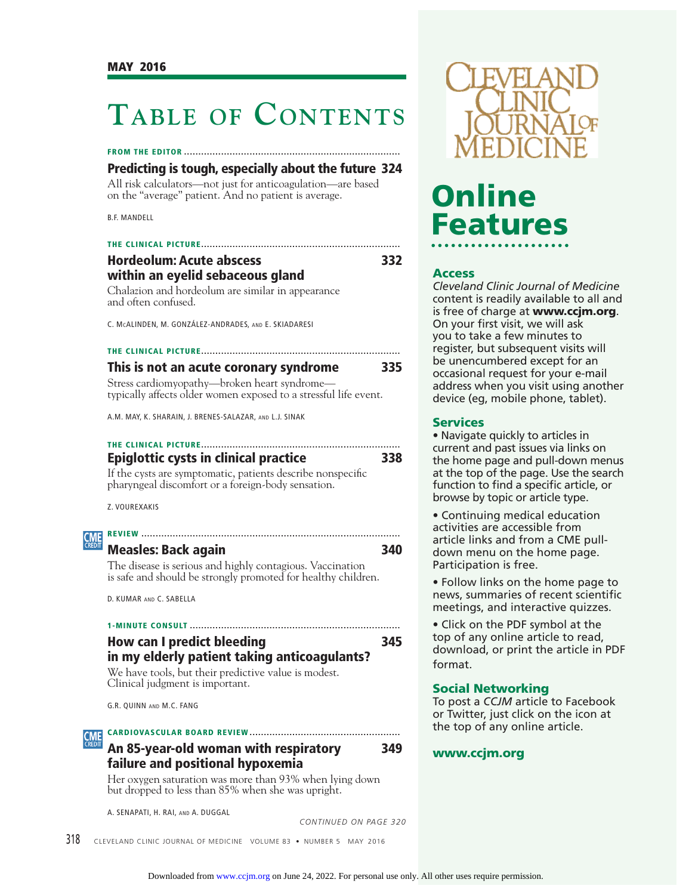MAY 2016

# Table of Contents

**FROM THE EDITOR**

## Predicting is tough, especially about the future 324

All risk calculators—not just for anticoagulation—are based on the "average" patient. And no patient is average.

B.F. MANDELL

**THE CLINICAL PICTURE**

## Hordeolum: Acute abscess within an eyelid sebaceous gland 332

Chalazion and hordeolum are similar in appearance and often confused.

C. McALINDEN, M. GONZÁLEZ-ANDRADES, AND E. SKIADARESI

**THE CLINICAL PICTURE**

## This is not an acute coronary syndrome 335

Stress cardiomyopathy—broken heart syndrome—typically affects older women exposed to a stressful life event.

A.M. MAY, K. SHARAIN, J. BRENES-SALAZAR, AND L.J. SINAK

**THE CLINICAL PICTURE**

## Epiglottic cysts in clinical practice 338

If the cysts are symptomatic, patients describe nonspecific pharyngeal discomfort or a foreign-body sensation.

Z. VOUREXAKIS

CME CREDIT **REVIEW**

## Measles: Back again 340

The disease is serious and highly contagious. Vaccination is safe and should be strongly promoted for healthy children.

D. KUMAR AND C. SABELLA

**1-MINUTE CONSULT**

## How can I predict bleeding in my elderly patient taking anticoagulants? 345

We have tools, but their predictive value is modest. Clinical judgment is important.

G.R. QUINN AND M.C. FANG

CME CREDIT **CARDIOVASCULAR BOARD REVIEW**

## An 85-year-old woman with respiratory failure and positional hypoxemia 349

Her oxygen saturation was more than 93% when lying down but dropped to less than 85% when she was upright.

A. SENAPATI, H. RAI, AND A. DUGGAL

*CONTINUED ON PAGE 320*

CLEVELAND CLINIC JOURNAL OF MEDICINE

# Online Features

### Access

*Cleveland Clinic Journal of Medicine* content is readily available to all and is free of charge at **www.ccjm.org**. On your first visit, we will ask you to take a few minutes to register, but subsequent visits will be unencumbered except for an occasional request for your e-mail address when you visit using another device (eg, mobile phone, tablet).

### Services

- Navigate quickly to articles in current and past issues via links on the home page and pull-down menus at the top of the page. Use the search function to find a specific article, or browse by topic or article type.
- Continuing medical education activities are accessible from article links and from a CME pull-down menu on the home page. Participation is free.
- Follow links on the home page to news, summaries of recent scientific meetings, and interactive quizzes.
- Click on the PDF symbol at the top of any online article to read, download, or print the article in PDF format.

### Social Networking

To post a *CCJM* article to Facebook or Twitter, just click on the icon at the top of any online article.

**www.ccjm.org**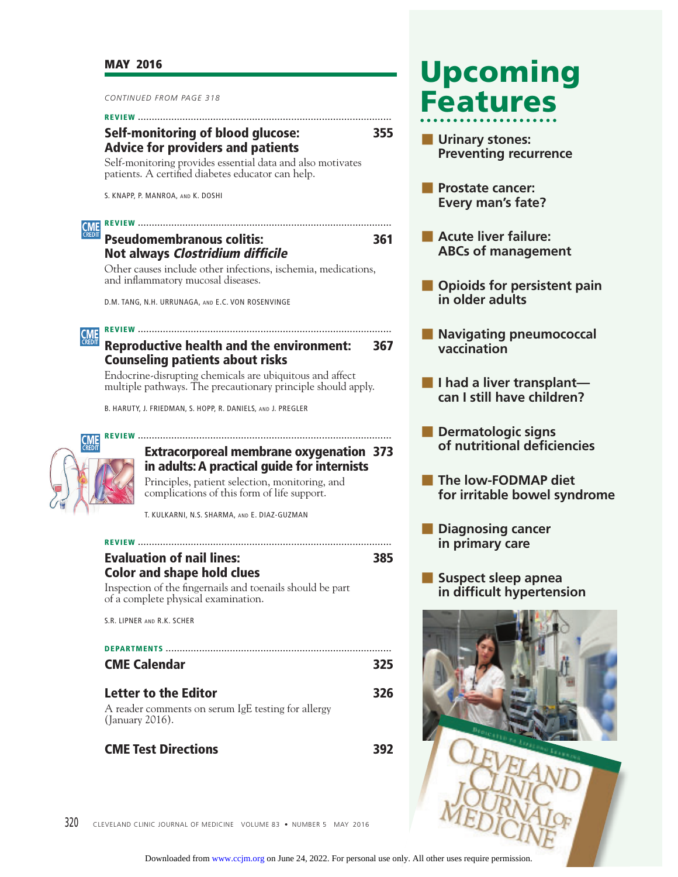## MAY 2016

*CONTINUED FROM PAGE 318*

**REVIEW**

### Self-monitoring of blood glucose: Advice for providers and patients — 355

Self-monitoring provides essential data and also motivates patients. A certified diabetes educator can help.

S. KNAPP, P. MANROA, AND K. DOSHI

**CME CREDIT** **REVIEW**

### Pseudomembranous colitis: Not always *Clostridium difficile* — 361

Other causes include other infections, ischemia, medications, and inflammatory mucosal diseases.

D.M. TANG, N.H. URRUNAGA, AND E.C. VON ROSENVINGE

**CME CREDIT** **REVIEW**

### Reproductive health and the environment: Counseling patients about risks — 367

Endocrine-disrupting chemicals are ubiquitous and affect multiple pathways. The precautionary principle should apply.

B. HARUTY, J. FRIEDMAN, S. HOPP, R. DANIELS, AND J. PREGLER

**CME CREDIT** **REVIEW**

### Extracorporeal membrane oxygenation in adults: A practical guide for internists — 373

Principles, patient selection, monitoring, and complications of this form of life support.

T. KULKARNI, N.S. SHARMA, AND E. DIAZ-GUZMAN

**REVIEW**

### Evaluation of nail lines: Color and shape hold clues — 385

Inspection of the fingernails and toenails should be part of a complete physical examination.

S.R. LIPNER AND R.K. SCHER

**DEPARTMENTS**

### CME Calendar — 325

### Letter to the Editor — 326

A reader comments on serum IgE testing for allergy (January 2016).

### CME Test Directions — 392

# Upcoming Features

- **Urinary stones: Preventing recurrence**
- **Prostate cancer: Every man's fate?**
- **Acute liver failure: ABCs of management**
- **Opioids for persistent pain in older adults**
- **Navigating pneumococcal vaccination**
- **I had a liver transplant— can I still have children?**
- **Dermatologic signs of nutritional deficiencies**
- **The low-FODMAP diet for irritable bowel syndrome**
- **Diagnosing cancer in primary care**
- **Suspect sleep apnea in difficult hypertension**

Downloaded from www.ccjm.org on June 24, 2022. For personal use only. All other uses require permission.